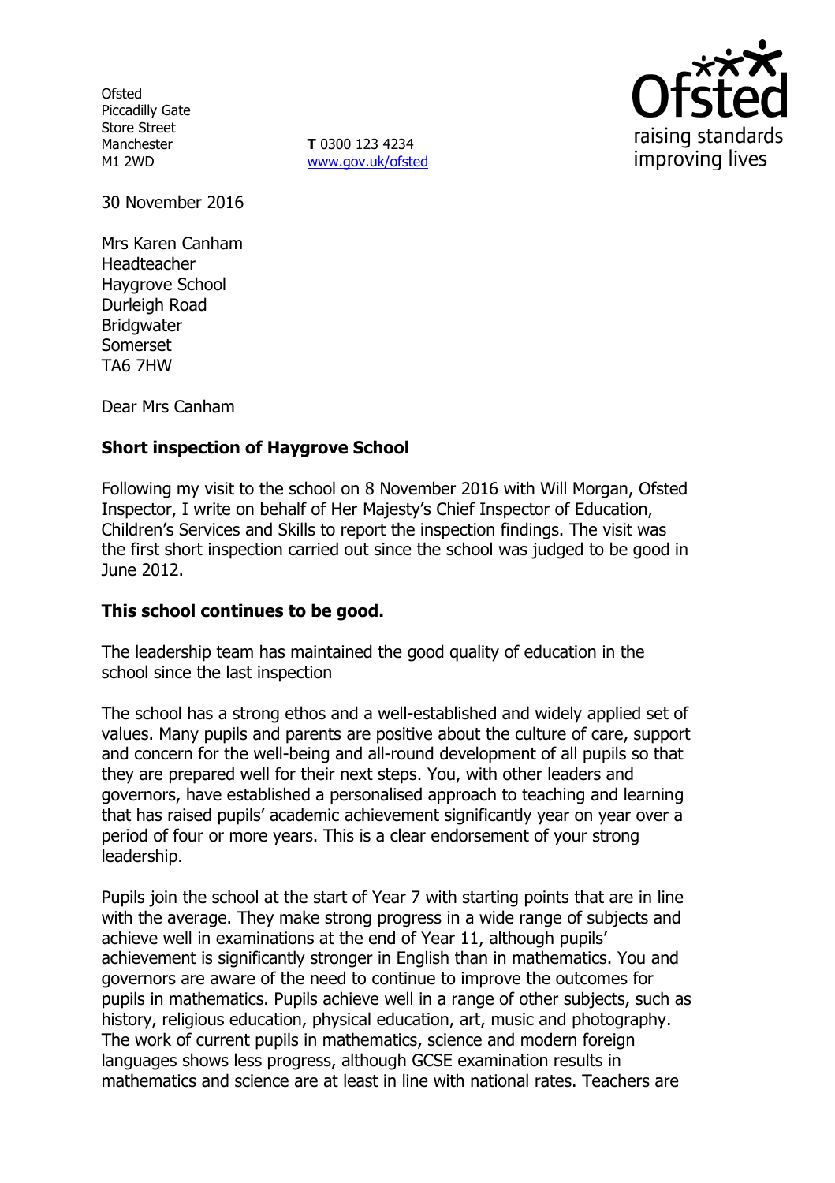Ofsted
Piccadilly Gate
Store Street
Manchester
M1 2WD

**T** 0300 123 4234
www.gov.uk/ofsted

30 November 2016

Mrs Karen Canham
Headteacher
Haygrove School
Durleigh Road
Bridgwater
Somerset
TA6 7HW

Dear Mrs Canham

**Short inspection of Haygrove School**

Following my visit to the school on 8 November 2016 with Will Morgan, Ofsted Inspector, I write on behalf of Her Majesty's Chief Inspector of Education, Children's Services and Skills to report the inspection findings. The visit was the first short inspection carried out since the school was judged to be good in June 2012.

**This school continues to be good.**

The leadership team has maintained the good quality of education in the school since the last inspection

The school has a strong ethos and a well-established and widely applied set of values. Many pupils and parents are positive about the culture of care, support and concern for the well-being and all-round development of all pupils so that they are prepared well for their next steps. You, with other leaders and governors, have established a personalised approach to teaching and learning that has raised pupils' academic achievement significantly year on year over a period of four or more years. This is a clear endorsement of your strong leadership.

Pupils join the school at the start of Year 7 with starting points that are in line with the average. They make strong progress in a wide range of subjects and achieve well in examinations at the end of Year 11, although pupils' achievement is significantly stronger in English than in mathematics. You and governors are aware of the need to continue to improve the outcomes for pupils in mathematics. Pupils achieve well in a range of other subjects, such as history, religious education, physical education, art, music and photography. The work of current pupils in mathematics, science and modern foreign languages shows less progress, although GCSE examination results in mathematics and science are at least in line with national rates. Teachers are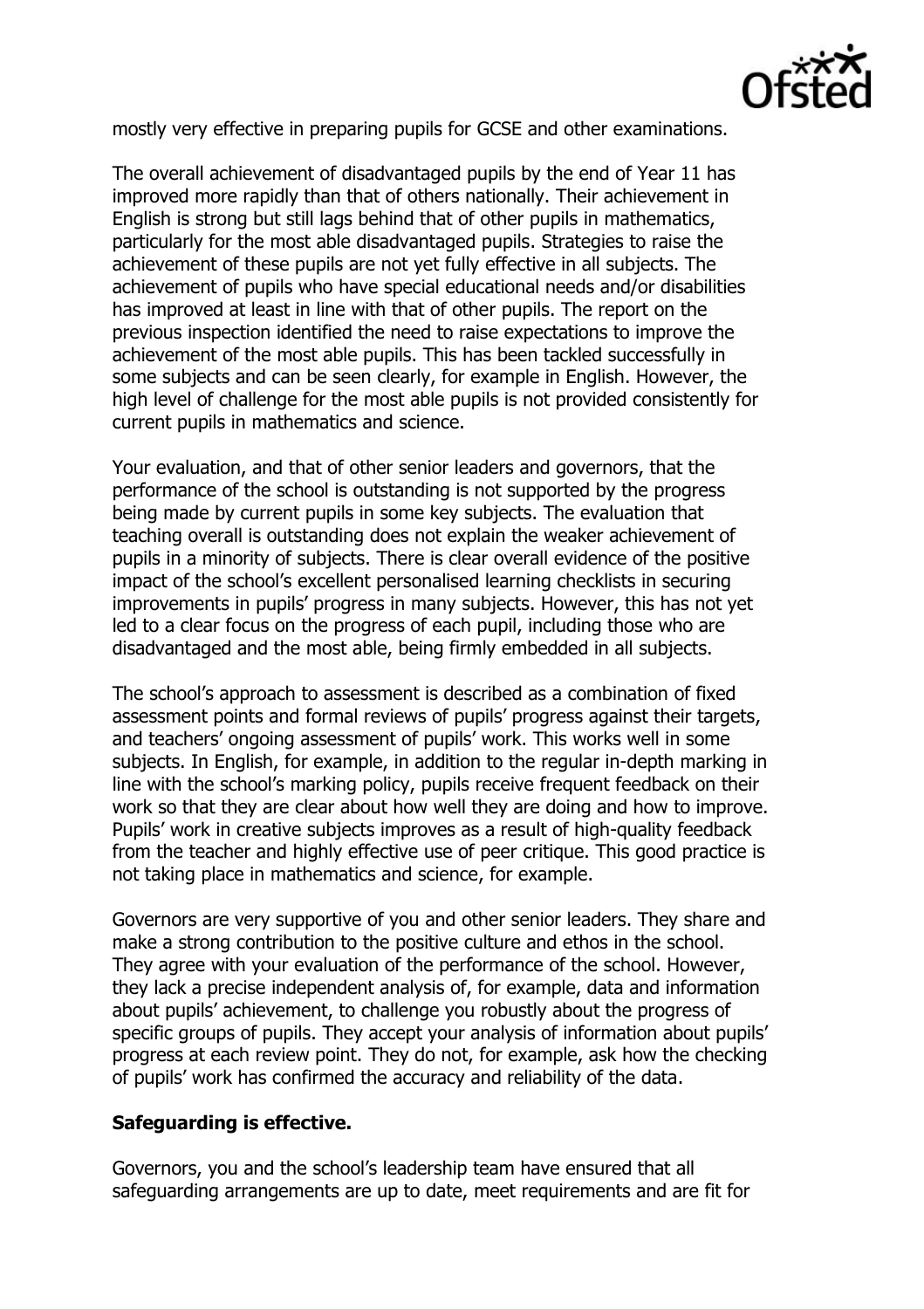mostly very effective in preparing pupils for GCSE and other examinations.

The overall achievement of disadvantaged pupils by the end of Year 11 has improved more rapidly than that of others nationally. Their achievement in English is strong but still lags behind that of other pupils in mathematics, particularly for the most able disadvantaged pupils. Strategies to raise the achievement of these pupils are not yet fully effective in all subjects. The achievement of pupils who have special educational needs and/or disabilities has improved at least in line with that of other pupils. The report on the previous inspection identified the need to raise expectations to improve the achievement of the most able pupils. This has been tackled successfully in some subjects and can be seen clearly, for example in English. However, the high level of challenge for the most able pupils is not provided consistently for current pupils in mathematics and science.

Your evaluation, and that of other senior leaders and governors, that the performance of the school is outstanding is not supported by the progress being made by current pupils in some key subjects. The evaluation that teaching overall is outstanding does not explain the weaker achievement of pupils in a minority of subjects. There is clear overall evidence of the positive impact of the school's excellent personalised learning checklists in securing improvements in pupils' progress in many subjects. However, this has not yet led to a clear focus on the progress of each pupil, including those who are disadvantaged and the most able, being firmly embedded in all subjects.

The school's approach to assessment is described as a combination of fixed assessment points and formal reviews of pupils' progress against their targets, and teachers' ongoing assessment of pupils' work. This works well in some subjects. In English, for example, in addition to the regular in-depth marking in line with the school's marking policy, pupils receive frequent feedback on their work so that they are clear about how well they are doing and how to improve. Pupils' work in creative subjects improves as a result of high-quality feedback from the teacher and highly effective use of peer critique. This good practice is not taking place in mathematics and science, for example.

Governors are very supportive of you and other senior leaders. They share and make a strong contribution to the positive culture and ethos in the school. They agree with your evaluation of the performance of the school. However, they lack a precise independent analysis of, for example, data and information about pupils' achievement, to challenge you robustly about the progress of specific groups of pupils. They accept your analysis of information about pupils' progress at each review point. They do not, for example, ask how the checking of pupils' work has confirmed the accuracy and reliability of the data.

**Safeguarding is effective.**

Governors, you and the school's leadership team have ensured that all safeguarding arrangements are up to date, meet requirements and are fit for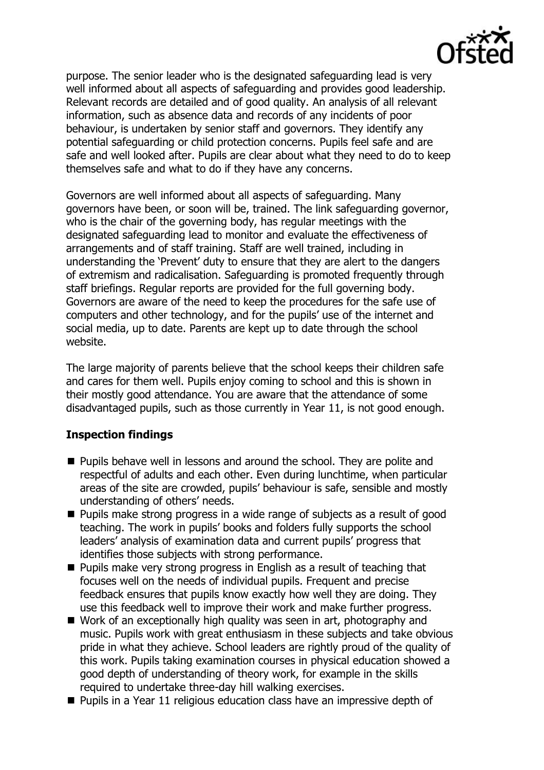purpose. The senior leader who is the designated safeguarding lead is very well informed about all aspects of safeguarding and provides good leadership. Relevant records are detailed and of good quality. An analysis of all relevant information, such as absence data and records of any incidents of poor behaviour, is undertaken by senior staff and governors. They identify any potential safeguarding or child protection concerns. Pupils feel safe and are safe and well looked after. Pupils are clear about what they need to do to keep themselves safe and what to do if they have any concerns.

Governors are well informed about all aspects of safeguarding. Many governors have been, or soon will be, trained. The link safeguarding governor, who is the chair of the governing body, has regular meetings with the designated safeguarding lead to monitor and evaluate the effectiveness of arrangements and of staff training. Staff are well trained, including in understanding the 'Prevent' duty to ensure that they are alert to the dangers of extremism and radicalisation. Safeguarding is promoted frequently through staff briefings. Regular reports are provided for the full governing body. Governors are aware of the need to keep the procedures for the safe use of computers and other technology, and for the pupils' use of the internet and social media, up to date. Parents are kept up to date through the school website.

The large majority of parents believe that the school keeps their children safe and cares for them well. Pupils enjoy coming to school and this is shown in their mostly good attendance. You are aware that the attendance of some disadvantaged pupils, such as those currently in Year 11, is not good enough.

## Inspection findings

- Pupils behave well in lessons and around the school. They are polite and respectful of adults and each other. Even during lunchtime, when particular areas of the site are crowded, pupils' behaviour is safe, sensible and mostly understanding of others' needs.
- Pupils make strong progress in a wide range of subjects as a result of good teaching. The work in pupils' books and folders fully supports the school leaders' analysis of examination data and current pupils' progress that identifies those subjects with strong performance.
- Pupils make very strong progress in English as a result of teaching that focuses well on the needs of individual pupils. Frequent and precise feedback ensures that pupils know exactly how well they are doing. They use this feedback well to improve their work and make further progress.
- Work of an exceptionally high quality was seen in art, photography and music. Pupils work with great enthusiasm in these subjects and take obvious pride in what they achieve. School leaders are rightly proud of the quality of this work. Pupils taking examination courses in physical education showed a good depth of understanding of theory work, for example in the skills required to undertake three-day hill walking exercises.
- Pupils in a Year 11 religious education class have an impressive depth of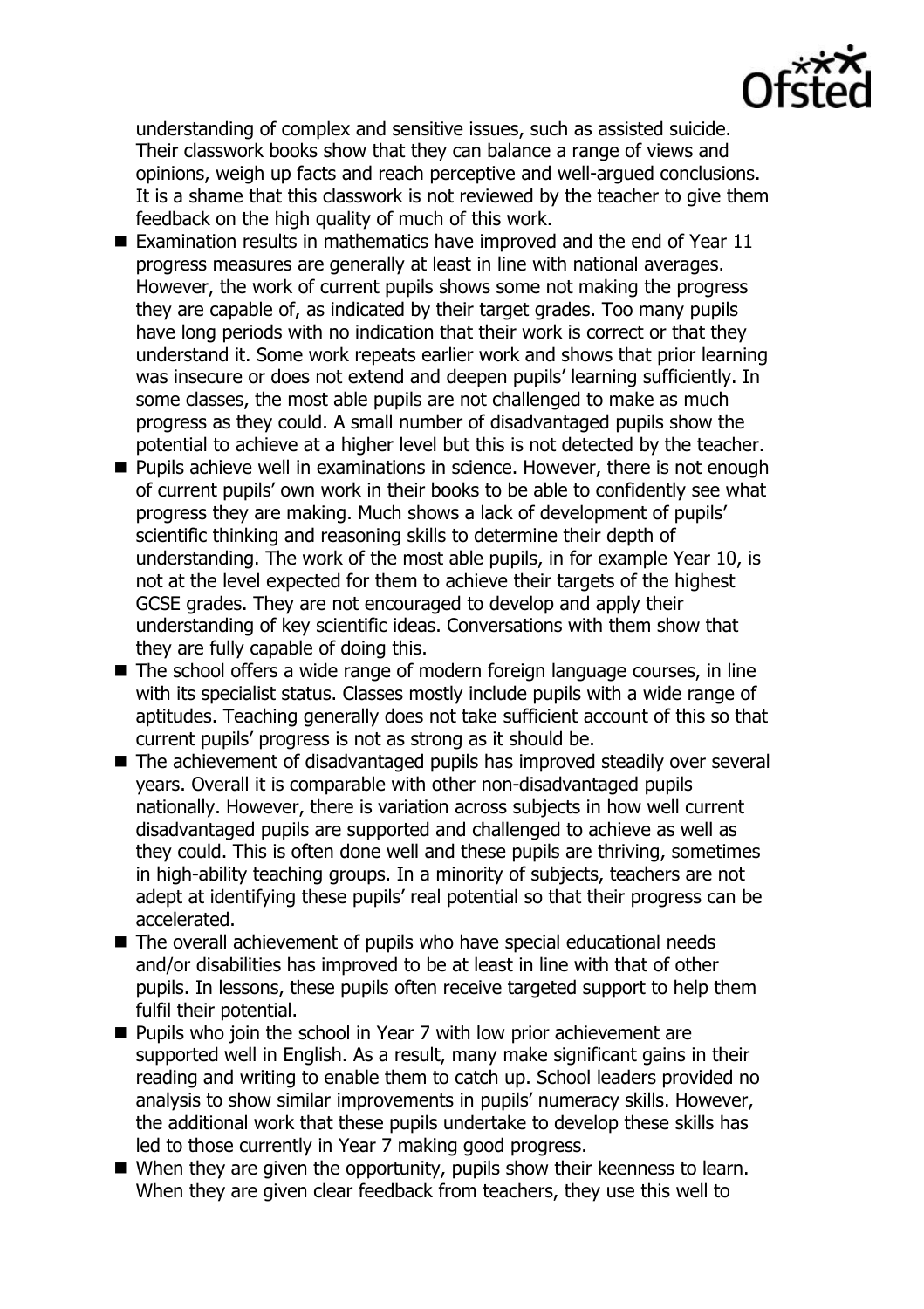understanding of complex and sensitive issues, such as assisted suicide. Their classwork books show that they can balance a range of views and opinions, weigh up facts and reach perceptive and well-argued conclusions. It is a shame that this classwork is not reviewed by the teacher to give them feedback on the high quality of much of this work.

- Examination results in mathematics have improved and the end of Year 11 progress measures are generally at least in line with national averages. However, the work of current pupils shows some not making the progress they are capable of, as indicated by their target grades. Too many pupils have long periods with no indication that their work is correct or that they understand it. Some work repeats earlier work and shows that prior learning was insecure or does not extend and deepen pupils' learning sufficiently. In some classes, the most able pupils are not challenged to make as much progress as they could. A small number of disadvantaged pupils show the potential to achieve at a higher level but this is not detected by the teacher.
- Pupils achieve well in examinations in science. However, there is not enough of current pupils' own work in their books to be able to confidently see what progress they are making. Much shows a lack of development of pupils' scientific thinking and reasoning skills to determine their depth of understanding. The work of the most able pupils, in for example Year 10, is not at the level expected for them to achieve their targets of the highest GCSE grades. They are not encouraged to develop and apply their understanding of key scientific ideas. Conversations with them show that they are fully capable of doing this.
- The school offers a wide range of modern foreign language courses, in line with its specialist status. Classes mostly include pupils with a wide range of aptitudes. Teaching generally does not take sufficient account of this so that current pupils' progress is not as strong as it should be.
- The achievement of disadvantaged pupils has improved steadily over several years. Overall it is comparable with other non-disadvantaged pupils nationally. However, there is variation across subjects in how well current disadvantaged pupils are supported and challenged to achieve as well as they could. This is often done well and these pupils are thriving, sometimes in high-ability teaching groups. In a minority of subjects, teachers are not adept at identifying these pupils' real potential so that their progress can be accelerated.
- The overall achievement of pupils who have special educational needs and/or disabilities has improved to be at least in line with that of other pupils. In lessons, these pupils often receive targeted support to help them fulfil their potential.
- Pupils who join the school in Year 7 with low prior achievement are supported well in English. As a result, many make significant gains in their reading and writing to enable them to catch up. School leaders provided no analysis to show similar improvements in pupils' numeracy skills. However, the additional work that these pupils undertake to develop these skills has led to those currently in Year 7 making good progress.
- When they are given the opportunity, pupils show their keenness to learn. When they are given clear feedback from teachers, they use this well to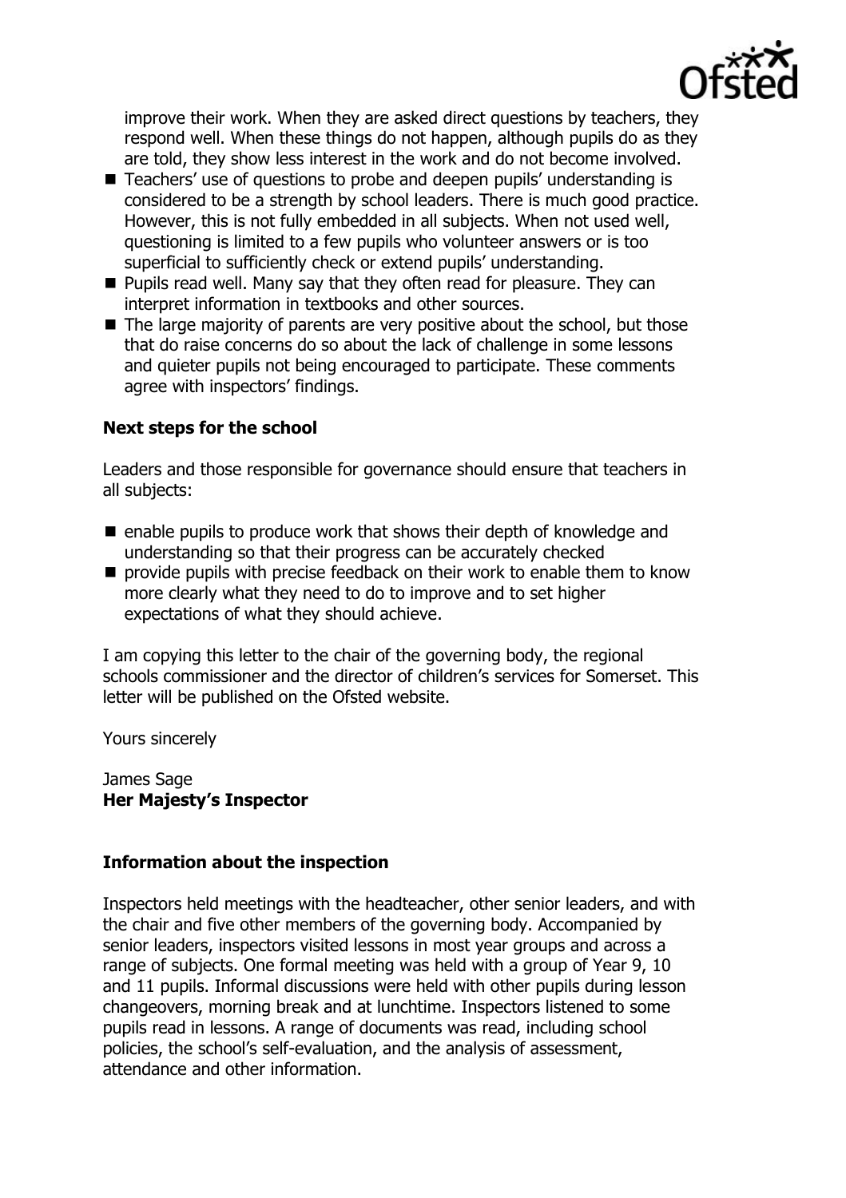improve their work. When they are asked direct questions by teachers, they respond well. When these things do not happen, although pupils do as they are told, they show less interest in the work and do not become involved.

- Teachers' use of questions to probe and deepen pupils' understanding is considered to be a strength by school leaders. There is much good practice. However, this is not fully embedded in all subjects. When not used well, questioning is limited to a few pupils who volunteer answers or is too superficial to sufficiently check or extend pupils' understanding.
- Pupils read well. Many say that they often read for pleasure. They can interpret information in textbooks and other sources.
- The large majority of parents are very positive about the school, but those that do raise concerns do so about the lack of challenge in some lessons and quieter pupils not being encouraged to participate. These comments agree with inspectors' findings.

### Next steps for the school

Leaders and those responsible for governance should ensure that teachers in all subjects:

- enable pupils to produce work that shows their depth of knowledge and understanding so that their progress can be accurately checked
- provide pupils with precise feedback on their work to enable them to know more clearly what they need to do to improve and to set higher expectations of what they should achieve.

I am copying this letter to the chair of the governing body, the regional schools commissioner and the director of children's services for Somerset. This letter will be published on the Ofsted website.

Yours sincerely

James Sage
**Her Majesty's Inspector**

### Information about the inspection

Inspectors held meetings with the headteacher, other senior leaders, and with the chair and five other members of the governing body. Accompanied by senior leaders, inspectors visited lessons in most year groups and across a range of subjects. One formal meeting was held with a group of Year 9, 10 and 11 pupils. Informal discussions were held with other pupils during lesson changeovers, morning break and at lunchtime. Inspectors listened to some pupils read in lessons. A range of documents was read, including school policies, the school's self-evaluation, and the analysis of assessment, attendance and other information.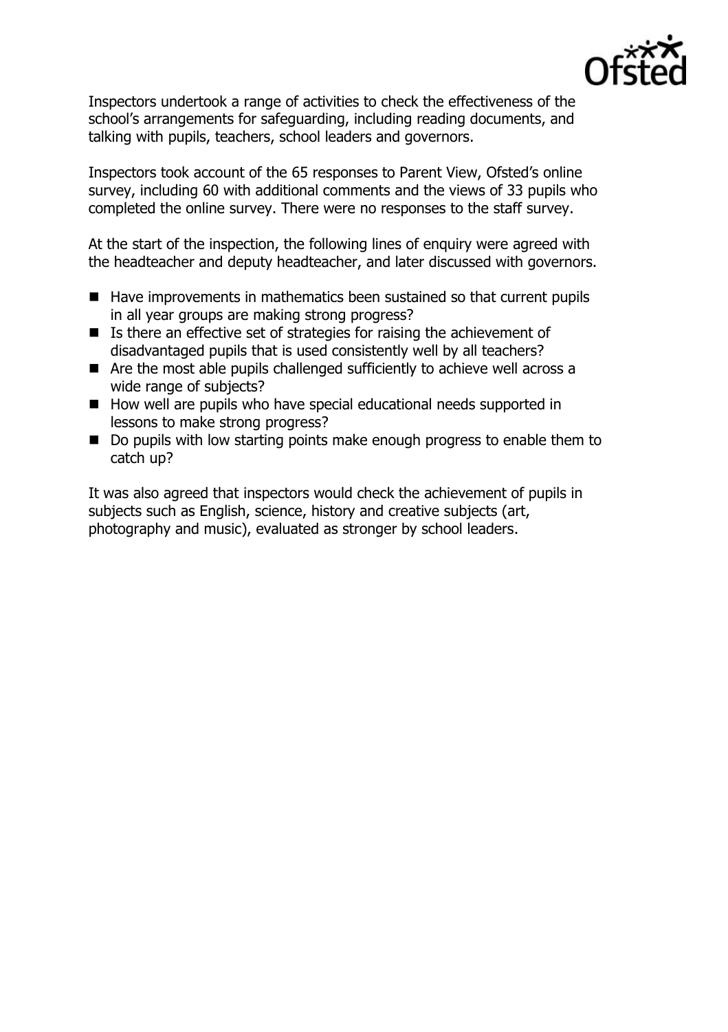Inspectors undertook a range of activities to check the effectiveness of the school's arrangements for safeguarding, including reading documents, and talking with pupils, teachers, school leaders and governors.

Inspectors took account of the 65 responses to Parent View, Ofsted's online survey, including 60 with additional comments and the views of 33 pupils who completed the online survey. There were no responses to the staff survey.

At the start of the inspection, the following lines of enquiry were agreed with the headteacher and deputy headteacher, and later discussed with governors.

- Have improvements in mathematics been sustained so that current pupils in all year groups are making strong progress?
- Is there an effective set of strategies for raising the achievement of disadvantaged pupils that is used consistently well by all teachers?
- Are the most able pupils challenged sufficiently to achieve well across a wide range of subjects?
- How well are pupils who have special educational needs supported in lessons to make strong progress?
- Do pupils with low starting points make enough progress to enable them to catch up?

It was also agreed that inspectors would check the achievement of pupils in subjects such as English, science, history and creative subjects (art, photography and music), evaluated as stronger by school leaders.